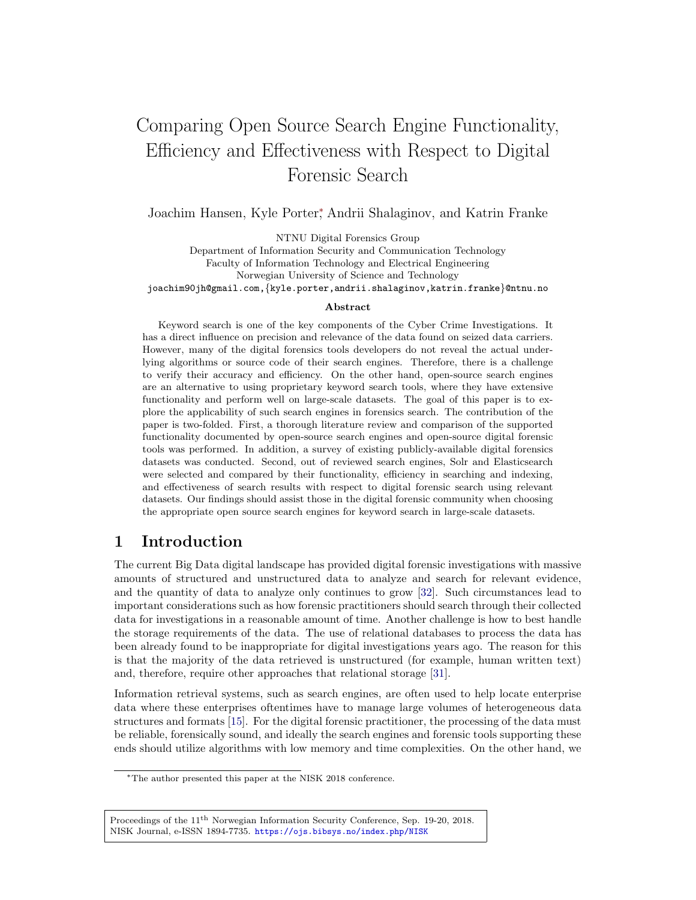# Comparing Open Source Search Engine Functionality, Efficiency and Effectiveness with Respect to Digital Forensic Search

Joachim Hansen, Kyle Porter[*], Andrii Shalaginov, and Katrin Franke

NTNU Digital Forensics Group
Department of Information Security and Communication Technology
Faculty of Information Technology and Electrical Engineering
Norwegian University of Science and Technology
joachim90jh@gmail.com,{kyle.porter,andrii.shalaginov,katrin.franke}@ntnu.no

### Abstract

Keyword search is one of the key components of the Cyber Crime Investigations. It has a direct influence on precision and relevance of the data found on seized data carriers. However, many of the digital forensics tools developers do not reveal the actual underlying algorithms or source code of their search engines. Therefore, there is a challenge to verify their accuracy and efficiency. On the other hand, open-source search engines are an alternative to using proprietary keyword search tools, where they have extensive functionality and perform well on large-scale datasets. The goal of this paper is to explore the applicability of such search engines in forensics search. The contribution of the paper is two-folded. First, a thorough literature review and comparison of the supported functionality documented by open-source search engines and open-source digital forensic tools was performed. In addition, a survey of existing publicly-available digital forensics datasets was conducted. Second, out of reviewed search engines, Solr and Elasticsearch were selected and compared by their functionality, efficiency in searching and indexing, and effectiveness of search results with respect to digital forensic search using relevant datasets. Our findings should assist those in the digital forensic community when choosing the appropriate open source search engines for keyword search in large-scale datasets.

## 1 Introduction

The current Big Data digital landscape has provided digital forensic investigations with massive amounts of structured and unstructured data to analyze and search for relevant evidence, and the quantity of data to analyze only continues to grow [32]. Such circumstances lead to important considerations such as how forensic practitioners should search through their collected data for investigations in a reasonable amount of time. Another challenge is how to best handle the storage requirements of the data. The use of relational databases to process the data has been already found to be inappropriate for digital investigations years ago. The reason for this is that the majority of the data retrieved is unstructured (for example, human written text) and, therefore, require other approaches that relational storage [31].

Information retrieval systems, such as search engines, are often used to help locate enterprise data where these enterprises oftentimes have to manage large volumes of heterogeneous data structures and formats [15]. For the digital forensic practitioner, the processing of the data must be reliable, forensically sound, and ideally the search engines and forensic tools supporting these ends should utilize algorithms with low memory and time complexities. On the other hand, we

[*]The author presented this paper at the NISK 2018 conference.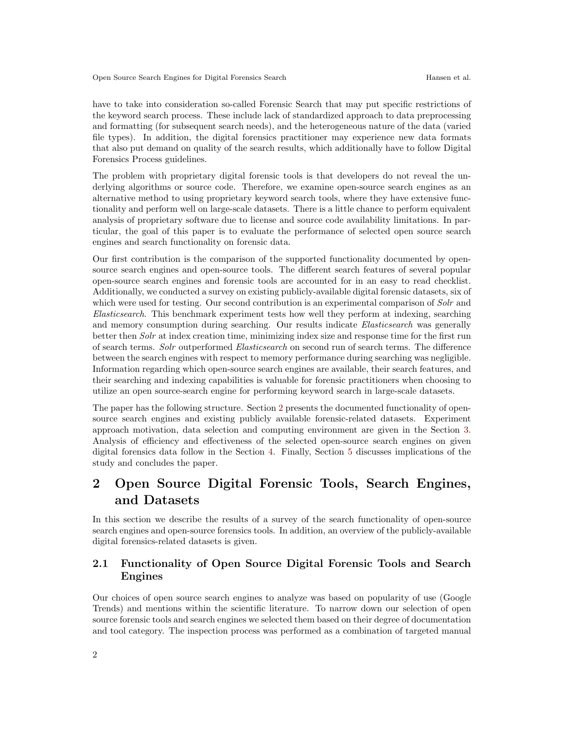have to take into consideration so-called Forensic Search that may put specific restrictions of the keyword search process. These include lack of standardized approach to data preprocessing and formatting (for subsequent search needs), and the heterogeneous nature of the data (varied file types). In addition, the digital forensics practitioner may experience new data formats that also put demand on quality of the search results, which additionally have to follow Digital Forensics Process guidelines.

The problem with proprietary digital forensic tools is that developers do not reveal the underlying algorithms or source code. Therefore, we examine open-source search engines as an alternative method to using proprietary keyword search tools, where they have extensive functionality and perform well on large-scale datasets. There is a little chance to perform equivalent analysis of proprietary software due to license and source code availability limitations. In particular, the goal of this paper is to evaluate the performance of selected open source search engines and search functionality on forensic data.

Our first contribution is the comparison of the supported functionality documented by open-source search engines and open-source tools. The different search features of several popular open-source search engines and forensic tools are accounted for in an easy to read checklist. Additionally, we conducted a survey on existing publicly-available digital forensic datasets, six of which were used for testing. Our second contribution is an experimental comparison of *Solr* and *Elasticsearch*. This benchmark experiment tests how well they perform at indexing, searching and memory consumption during searching. Our results indicate *Elasticsearch* was generally better then *Solr* at index creation time, minimizing index size and response time for the first run of search terms. *Solr* outperformed *Elasticsearch* on second run of search terms. The difference between the search engines with respect to memory performance during searching was negligible. Information regarding which open-source search engines are available, their search features, and their searching and indexing capabilities is valuable for forensic practitioners when choosing to utilize an open source-search engine for performing keyword search in large-scale datasets.

The paper has the following structure. Section 2 presents the documented functionality of open-source search engines and existing publicly available forensic-related datasets. Experiment approach motivation, data selection and computing environment are given in the Section 3. Analysis of efficiency and effectiveness of the selected open-source search engines on given digital forensics data follow in the Section 4. Finally, Section 5 discusses implications of the study and concludes the paper.

# 2 Open Source Digital Forensic Tools, Search Engines, and Datasets

In this section we describe the results of a survey of the search functionality of open-source search engines and open-source forensics tools. In addition, an overview of the publicly-available digital forensics-related datasets is given.

## 2.1 Functionality of Open Source Digital Forensic Tools and Search Engines

Our choices of open source search engines to analyze was based on popularity of use (Google Trends) and mentions within the scientific literature. To narrow down our selection of open source forensic tools and search engines we selected them based on their degree of documentation and tool category. The inspection process was performed as a combination of targeted manual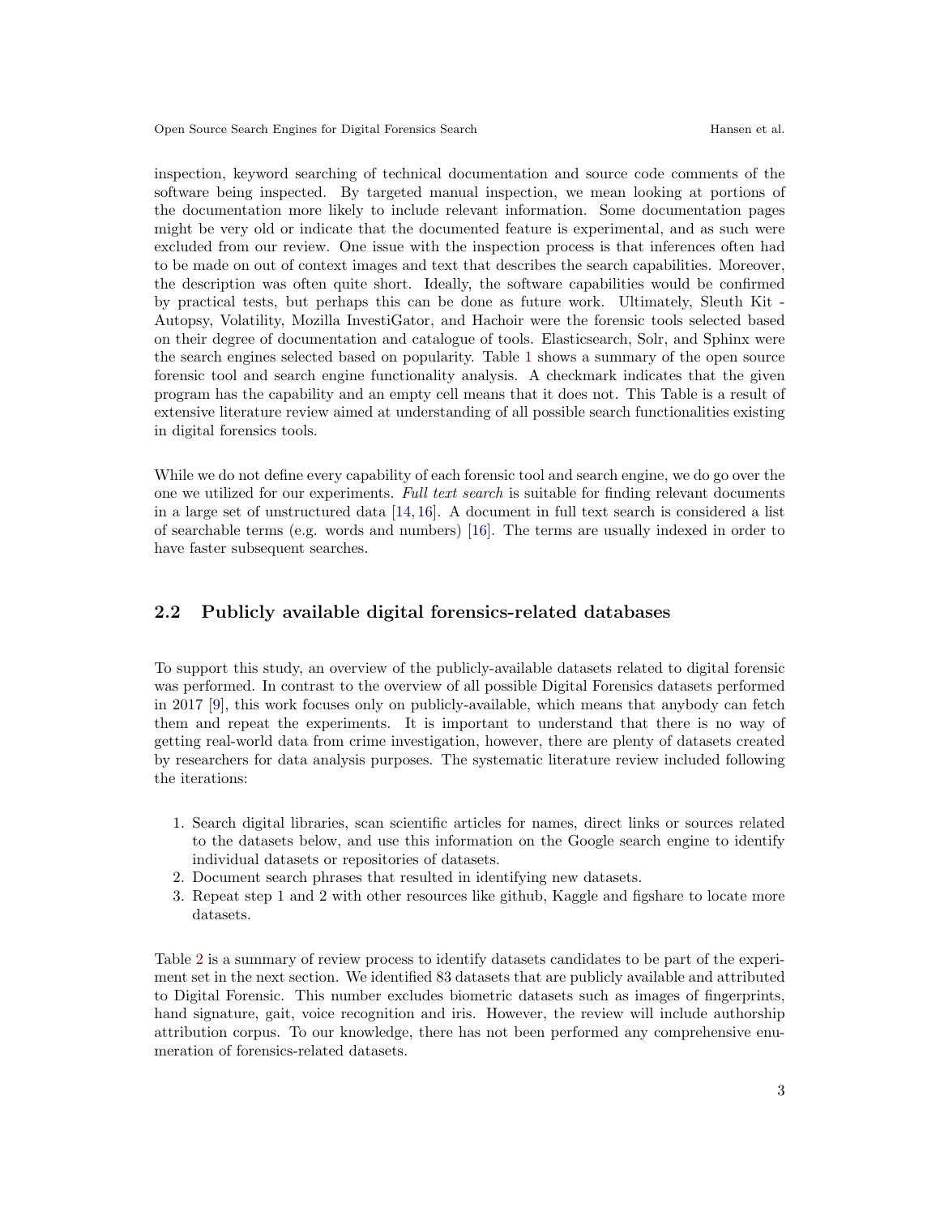inspection, keyword searching of technical documentation and source code comments of the software being inspected. By targeted manual inspection, we mean looking at portions of the documentation more likely to include relevant information. Some documentation pages might be very old or indicate that the documented feature is experimental, and as such were excluded from our review. One issue with the inspection process is that inferences often had to be made on out of context images and text that describes the search capabilities. Moreover, the description was often quite short. Ideally, the software capabilities would be confirmed by practical tests, but perhaps this can be done as future work. Ultimately, Sleuth Kit - Autopsy, Volatility, Mozilla InvestiGator, and Hachoir were the forensic tools selected based on their degree of documentation and catalogue of tools. Elasticsearch, Solr, and Sphinx were the search engines selected based on popularity. Table 1 shows a summary of the open source forensic tool and search engine functionality analysis. A checkmark indicates that the given program has the capability and an empty cell means that it does not. This Table is a result of extensive literature review aimed at understanding of all possible search functionalities existing in digital forensics tools.

While we do not define every capability of each forensic tool and search engine, we do go over the one we utilized for our experiments. *Full text search* is suitable for finding relevant documents in a large set of unstructured data [14, 16]. A document in full text search is considered a list of searchable terms (e.g. words and numbers) [16]. The terms are usually indexed in order to have faster subsequent searches.

## 2.2 Publicly available digital forensics-related databases

To support this study, an overview of the publicly-available datasets related to digital forensic was performed. In contrast to the overview of all possible Digital Forensics datasets performed in 2017 [9], this work focuses only on publicly-available, which means that anybody can fetch them and repeat the experiments. It is important to understand that there is no way of getting real-world data from crime investigation, however, there are plenty of datasets created by researchers for data analysis purposes. The systematic literature review included following the iterations:

1. Search digital libraries, scan scientific articles for names, direct links or sources related to the datasets below, and use this information on the Google search engine to identify individual datasets or repositories of datasets.
2. Document search phrases that resulted in identifying new datasets.
3. Repeat step 1 and 2 with other resources like github, Kaggle and figshare to locate more datasets.

Table 2 is a summary of review process to identify datasets candidates to be part of the experiment set in the next section. We identified 83 datasets that are publicly available and attributed to Digital Forensic. This number excludes biometric datasets such as images of fingerprints, hand signature, gait, voice recognition and iris. However, the review will include authorship attribution corpus. To our knowledge, there has not been performed any comprehensive enumeration of forensics-related datasets.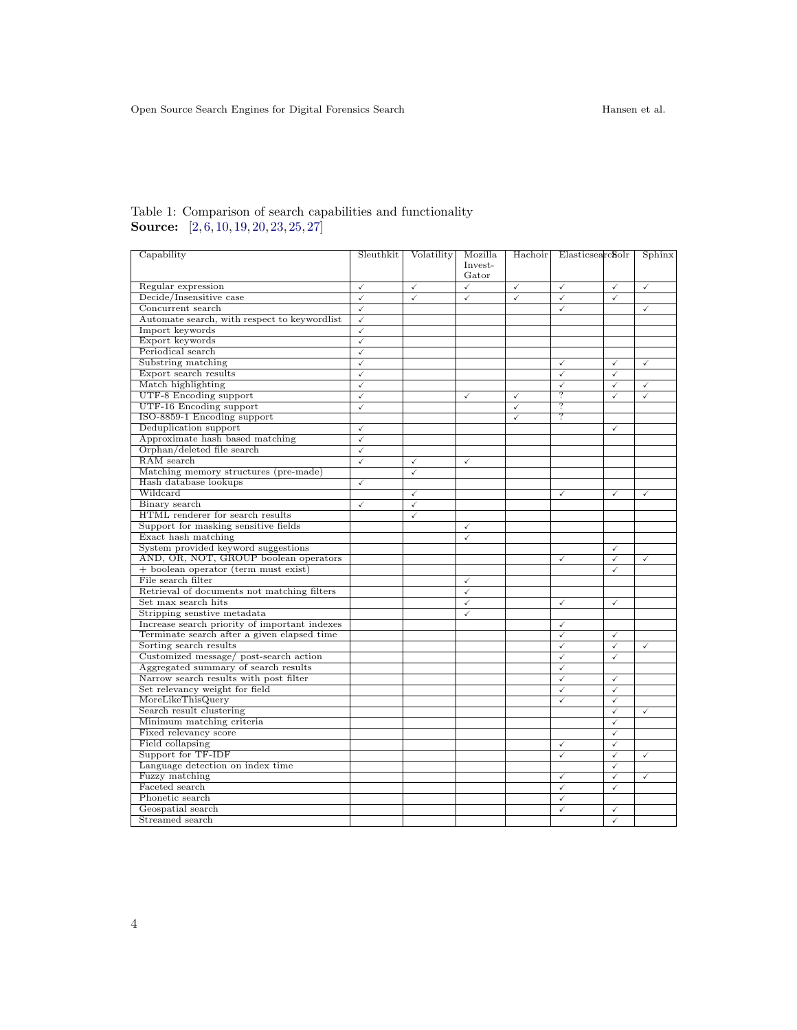Table 1: Comparison of search capabilities and functionality
**Source:** [2, 6, 10, 19, 20, 23, 25, 27]

| Capability | Sleuthkit | Volatility | Mozilla Invest-Gator | Hachoir | Elasticsearch | Solr | Sphinx |
|---|---|---|---|---|---|---|---|
| Regular expression | ✓ | ✓ | ✓ | ✓ | ✓ | ✓ | ✓ |
| Decide/Insensitive case | ✓ | ✓ | ✓ | ✓ | ✓ | ✓ | |
| Concurrent search | ✓ | | | | ✓ | | ✓ |
| Automate search, with respect to keywordlist | ✓ | | | | | | |
| Import keywords | ✓ | | | | | | |
| Export keywords | ✓ | | | | | | |
| Periodical search | ✓ | | | | | | |
| Substring matching | ✓ | | | | ✓ | ✓ | ✓ |
| Export search results | ✓ | | | | ✓ | ✓ | |
| Match highlighting | ✓ | | | | ✓ | ✓ | ✓ |
| UTF-8 Encoding support | ✓ | | ✓ | ✓ | ? | ✓ | ✓ |
| UTF-16 Encoding support | ✓ | | | ✓ | ? | | |
| ISO-8859-1 Encoding support | | | | ✓ | ? | | |
| Deduplication support | ✓ | | | | | ✓ | |
| Approximate hash based matching | ✓ | | | | | | |
| Orphan/deleted file search | ✓ | | | | | | |
| RAM search | ✓ | ✓ | ✓ | | | | |
| Matching memory structures (pre-made) | | ✓ | | | | | |
| Hash database lookups | ✓ | | | | | | |
| Wildcard | | ✓ | | | ✓ | ✓ | ✓ |
| Binary search | ✓ | ✓ | | | | | |
| HTML renderer for search results | | ✓ | | | | | |
| Support for masking sensitive fields | | | ✓ | | | | |
| Exact hash matching | | | ✓ | | | | |
| System provided keyword suggestions | | | | | | ✓ | |
| AND, OR, NOT, GROUP boolean operators | | | | | ✓ | ✓ | ✓ |
| + boolean operator (term must exist) | | | | | | ✓ | |
| File search filter | | | ✓ | | | | |
| Retrieval of documents not matching filters | | | ✓ | | | | |
| Set max search hits | | | ✓ | | ✓ | ✓ | |
| Stripping senstive metadata | | | ✓ | | | | |
| Increase search priority of important indexes | | | | | ✓ | | |
| Terminate search after a given elapsed time | | | | | ✓ | ✓ | |
| Sorting search results | | | | | ✓ | ✓ | ✓ |
| Customized message/ post-search action | | | | | ✓ | ✓ | |
| Aggregated summary of search results | | | | | ✓ | | |
| Narrow search results with post filter | | | | | ✓ | ✓ | |
| Set relevancy weight for field | | | | | ✓ | ✓ | |
| MoreLikeThisQuery | | | | | ✓ | ✓ | |
| Search result clustering | | | | | | ✓ | ✓ |
| Minimum matching criteria | | | | | | ✓ | |
| Fixed relevancy score | | | | | | ✓ | |
| Field collapsing | | | | | ✓ | ✓ | |
| Support for TF-IDF | | | | | ✓ | ✓ | ✓ |
| Language detection on index time | | | | | | ✓ | |
| Fuzzy matching | | | | | ✓ | ✓ | ✓ |
| Faceted search | | | | | ✓ | ✓ | |
| Phonetic search | | | | | ✓ | | |
| Geospatial search | | | | | ✓ | ✓ | |
| Streamed search | | | | | | ✓ | |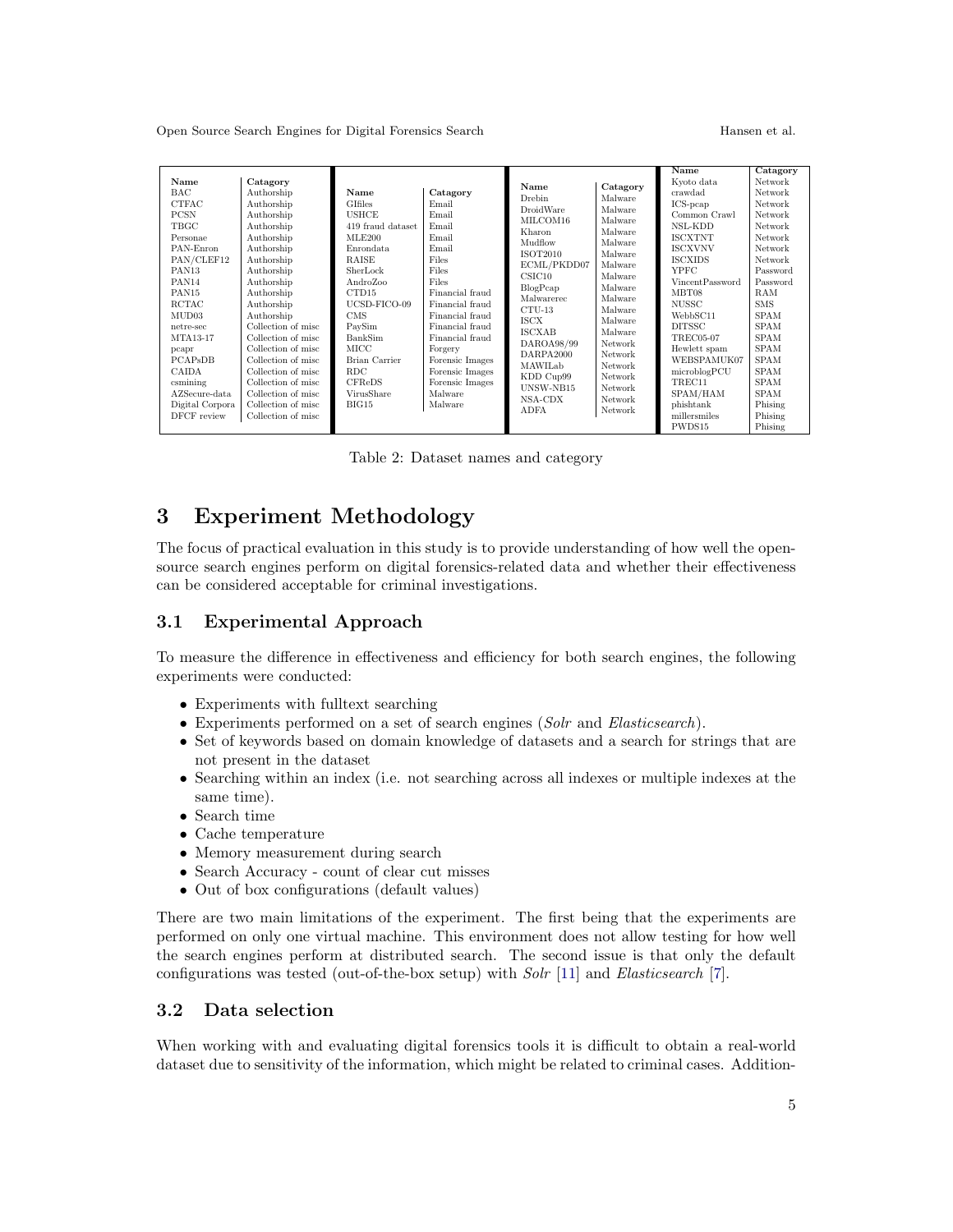| Name | Catagory | Name | Catagory | Name | Catagory | Name | Catagory |
|---|---|---|---|---|---|---|---|
| BAC | Authorship | GIfiles | Email | Drebin | Malware | Kyoto data | Network |
| CTFAC | Authorship | USHCE | Email | DroidWare | Malware | crawdad | Network |
| PCSN | Authorship | 419 fraud dataset | Email | MILCOM16 | Malware | ICS-pcap | Network |
| TBGC | Authorship | MLE200 | Email | Kharon | Malware | Common Crawl | Network |
| Personae | Authorship | Enrondata | Email | Mudflow | Malware | NSL-KDD | Network |
| PAN-Enron | Authorship | RAISE | Files | ISOT2010 | Malware | ISCXTNT | Network |
| PAN/CLEF12 | Authorship | SherLock | Files | ECML/PKDD07 | Malware | ISCXVNV | Network |
| PAN13 | Authorship | AndroZoo | Files | CSIC10 | Malware | ISCXIDS | Network |
| PAN14 | Authorship | CTD15 | Financial fraud | BlogPcap | Malware | YPFC | Password |
| PAN15 | Authorship | UCSD-FICO-09 | Financial fraud | Malwarerec | Malware | VincentPassword | Password |
| RCTAC | Authorship | CMS | Financial fraud | CTU-13 | Malware | MBT08 | RAM |
| MUD03 | Authorship | PaySim | Financial fraud | ISCX | Malware | NUSSC | SMS |
| netre-sec | Collection of misc | BankSim | Financial fraud | ISCXAB | Malware | WebbSC11 | SPAM |
| MTA13-17 | Collection of misc | MICC | Forgery | DAROA98/99 | Network | DITSSC | SPAM |
| pcapr | Collection of misc | Brian Carrier | Forensic Images | DARPA2000 | Network | TREC05-07 | SPAM |
| PCAPsDB | Collection of misc | RDC | Forensic Images | MAWILab | Network | Hewlett spam | SPAM |
| CAIDA | Collection of misc | CFReDS | Forensic Images | KDD Cup99 | Network | WEBSPAMUK07 | SPAM |
| csmining | Collection of misc | VirusShare | Malware | UNSW-NB15 | Network | microblogPCU | SPAM |
| AZSecure-data | Collection of misc | BIG15 | Malware | NSA-CDX | Network | TREC11 | SPAM |
| Digital Corpora | Collection of misc | | | ADFA | Network | SPAM/HAM | SPAM |
| DFCF review | Collection of misc | | | | | phishtank | Phising |
| | | | | | | millersmiles | Phising |
| | | | | | | PWDS15 | Phising |

Table 2: Dataset names and category

# 3 Experiment Methodology

The focus of practical evaluation in this study is to provide understanding of how well the open-source search engines perform on digital forensics-related data and whether their effectiveness can be considered acceptable for criminal investigations.

## 3.1 Experimental Approach

To measure the difference in effectiveness and efficiency for both search engines, the following experiments were conducted:

- Experiments with fulltext searching
- Experiments performed on a set of search engines (*Solr* and *Elasticsearch*).
- Set of keywords based on domain knowledge of datasets and a search for strings that are not present in the dataset
- Searching within an index (i.e. not searching across all indexes or multiple indexes at the same time).
- Search time
- Cache temperature
- Memory measurement during search
- Search Accuracy - count of clear cut misses
- Out of box configurations (default values)

There are two main limitations of the experiment. The first being that the experiments are performed on only one virtual machine. This environment does not allow testing for how well the search engines perform at distributed search. The second issue is that only the default configurations was tested (out-of-the-box setup) with *Solr* [11] and *Elasticsearch* [7].

## 3.2 Data selection

When working with and evaluating digital forensics tools it is difficult to obtain a real-world dataset due to sensitivity of the information, which might be related to criminal cases. Addition-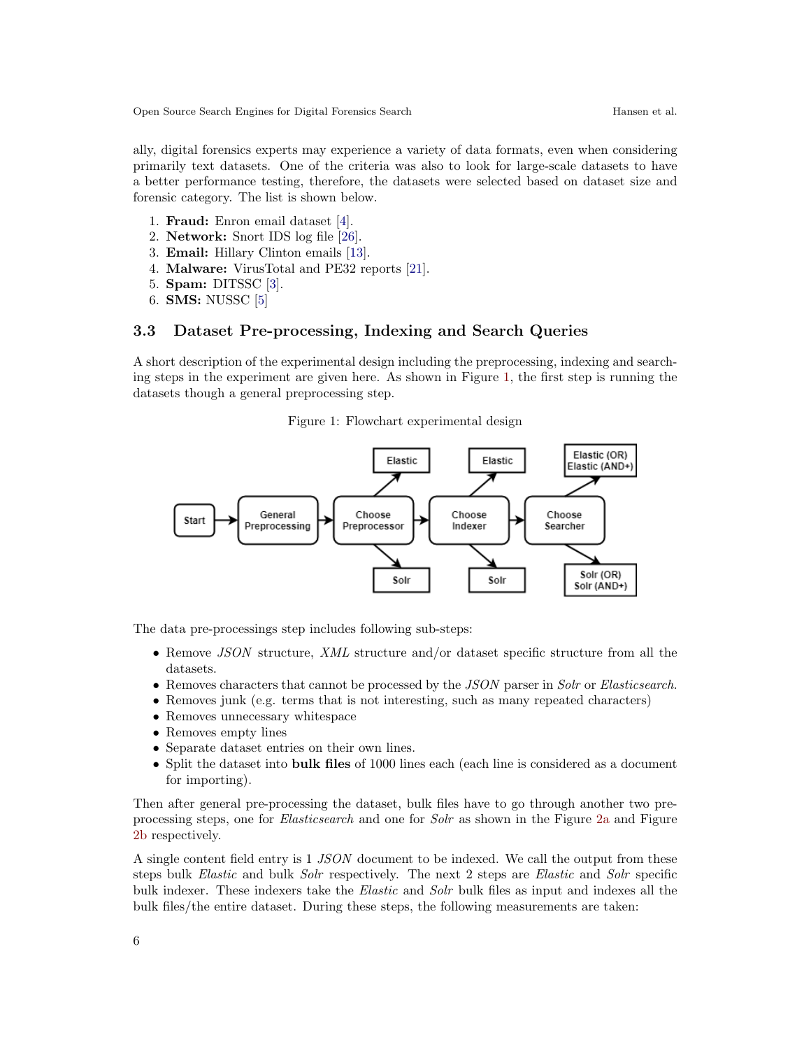ally, digital forensics experts may experience a variety of data formats, even when considering primarily text datasets. One of the criteria was also to look for large-scale datasets to have a better performance testing, therefore, the datasets were selected based on dataset size and forensic category. The list is shown below.

1. **Fraud:** Enron email dataset [4].
2. **Network:** Snort IDS log file [26].
3. **Email:** Hillary Clinton emails [13].
4. **Malware:** VirusTotal and PE32 reports [21].
5. **Spam:** DITSSC [3].
6. **SMS:** NUSSC [5]

### 3.3 Dataset Pre-processing, Indexing and Search Queries

A short description of the experimental design including the preprocessing, indexing and searching steps in the experiment are given here. As shown in Figure 1, the first step is running the datasets though a general preprocessing step.

Figure 1: Flowchart experimental design

The data pre-processings step includes following sub-steps:

- Remove *JSON* structure, *XML* structure and/or dataset specific structure from all the datasets.
- Removes characters that cannot be processed by the *JSON* parser in *Solr* or *Elasticsearch*.
- Removes junk (e.g. terms that is not interesting, such as many repeated characters)
- Removes unnecessary whitespace
- Removes empty lines
- Separate dataset entries on their own lines.
- Split the dataset into **bulk files** of 1000 lines each (each line is considered as a document for importing).

Then after general pre-processing the dataset, bulk files have to go through another two pre-processing steps, one for *Elasticsearch* and one for *Solr* as shown in the Figure 2a and Figure 2b respectively.

A single content field entry is 1 *JSON* document to be indexed. We call the output from these steps bulk *Elastic* and bulk *Solr* respectively. The next 2 steps are *Elastic* and *Solr* specific bulk indexer. These indexers take the *Elastic* and *Solr* bulk files as input and indexes all the bulk files/the entire dataset. During these steps, the following measurements are taken: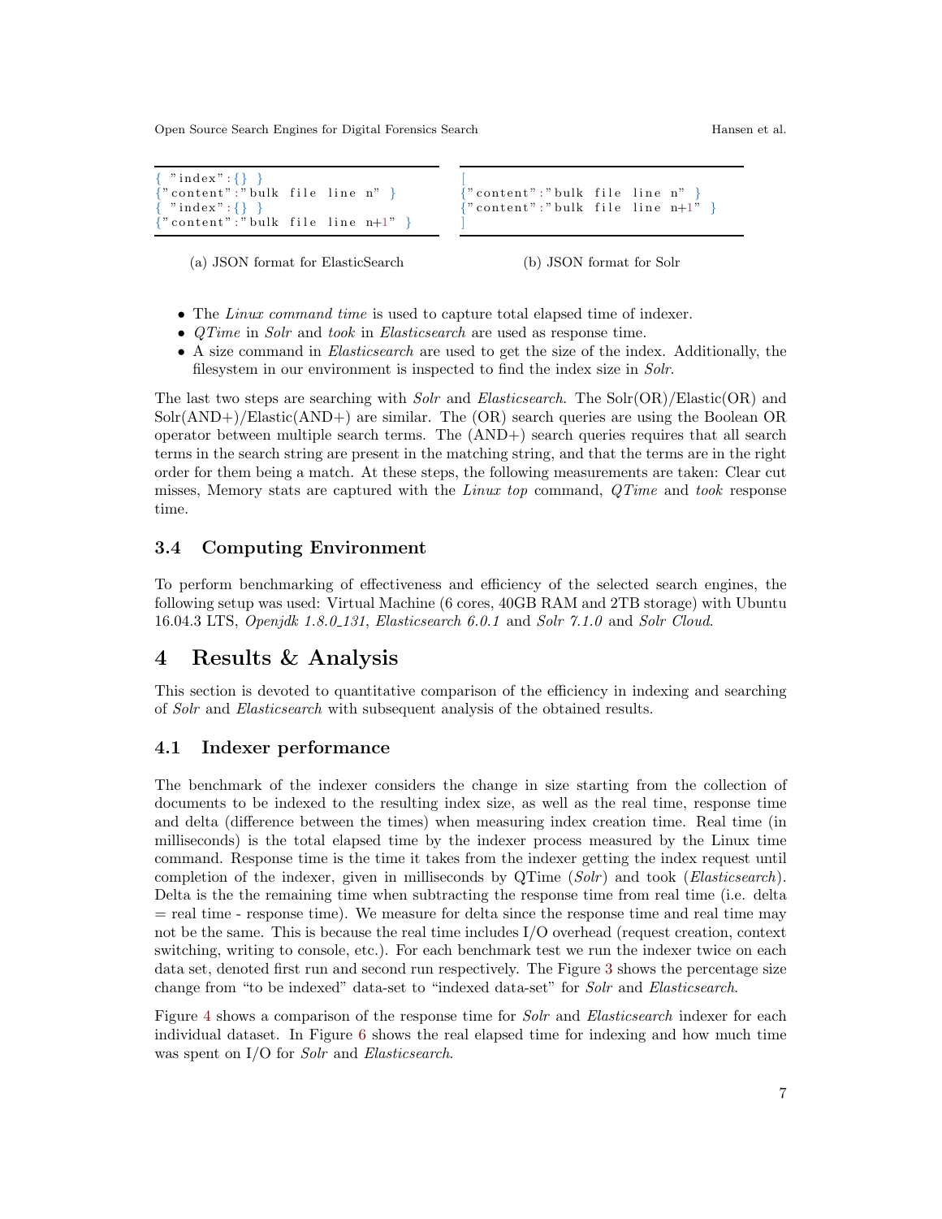```
{ "index":{} }
{"content":"bulk file line n" }
{ "index":{} }
{"content":"bulk file line n+1" }
```

(a) JSON format for ElasticSearch

```
[
{"content":"bulk file line n" }
{"content":"bulk file line n+1" }
]
```

(b) JSON format for Solr

- The *Linux command time* is used to capture total elapsed time of indexer.
- *QTime* in *Solr* and *took* in *Elasticsearch* are used as response time.
- A size command in *Elasticsearch* are used to get the size of the index. Additionally, the filesystem in our environment is inspected to find the index size in *Solr*.

The last two steps are searching with *Solr* and *Elasticsearch*. The Solr(OR)/Elastic(OR) and Solr(AND+)/Elastic(AND+) are similar. The (OR) search queries are using the Boolean OR operator between multiple search terms. The (AND+) search queries requires that all search terms in the search string are present in the matching string, and that the terms are in the right order for them being a match. At these steps, the following measurements are taken: Clear cut misses, Memory stats are captured with the *Linux top* command, *QTime* and *took* response time.

### 3.4 Computing Environment

To perform benchmarking of effectiveness and efficiency of the selected search engines, the following setup was used: Virtual Machine (6 cores, 40GB RAM and 2TB storage) with Ubuntu 16.04.3 LTS, *Openjdk 1.8.0_131*, *Elasticsearch 6.0.1* and *Solr 7.1.0* and *Solr Cloud*.

## 4 Results & Analysis

This section is devoted to quantitative comparison of the efficiency in indexing and searching of *Solr* and *Elasticsearch* with subsequent analysis of the obtained results.

### 4.1 Indexer performance

The benchmark of the indexer considers the change in size starting from the collection of documents to be indexed to the resulting index size, as well as the real time, response time and delta (difference between the times) when measuring index creation time. Real time (in milliseconds) is the total elapsed time by the indexer process measured by the Linux time command. Response time is the time it takes from the indexer getting the index request until completion of the indexer, given in milliseconds by QTime (*Solr*) and took (*Elasticsearch*). Delta is the the remaining time when subtracting the response time from real time (i.e. delta = real time - response time). We measure for delta since the response time and real time may not be the same. This is because the real time includes I/O overhead (request creation, context switching, writing to console, etc.). For each benchmark test we run the indexer twice on each data set, denoted first run and second run respectively. The Figure 3 shows the percentage size change from "to be indexed" data-set to "indexed data-set" for *Solr* and *Elasticsearch*.

Figure 4 shows a comparison of the response time for *Solr* and *Elasticsearch* indexer for each individual dataset. In Figure 6 shows the real elapsed time for indexing and how much time was spent on I/O for *Solr* and *Elasticsearch*.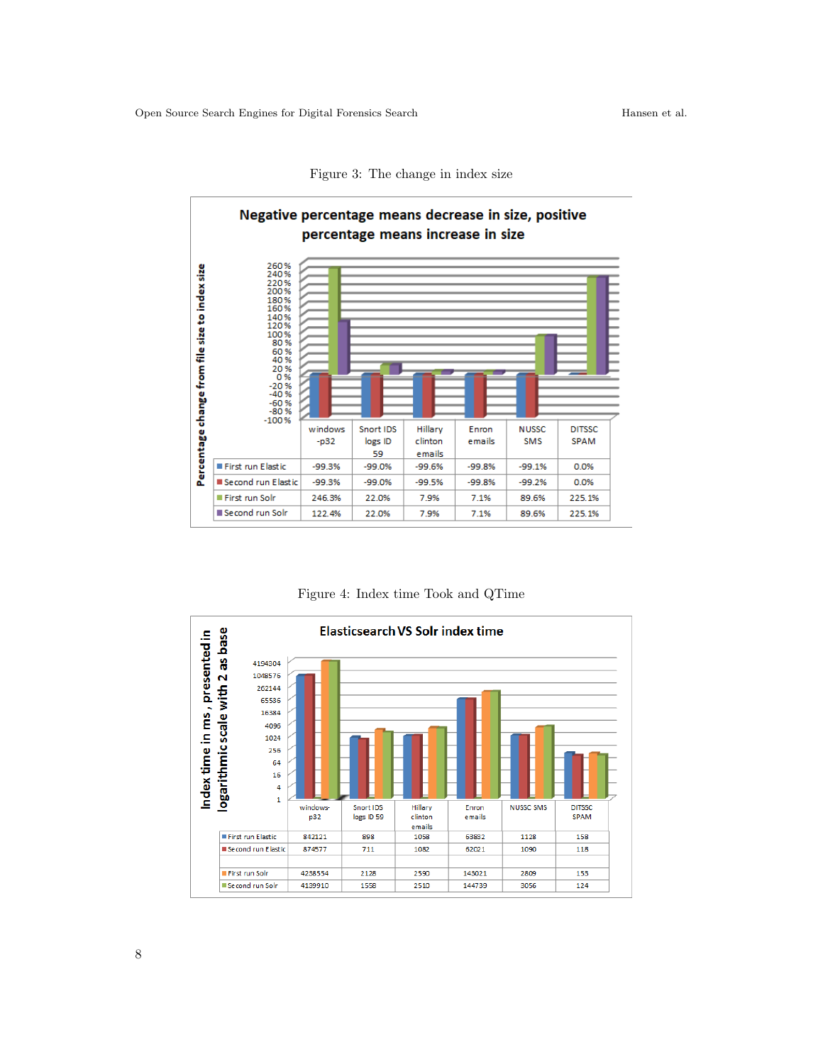Figure 3: The change in index size

**Negative percentage means decrease in size, positive percentage means increase in size**

| | windows-p32 | Snort IDS logs ID 59 | Hillary clinton emails | Enron emails | NUSSC SMS | DITSSC SPAM |
|---|---|---|---|---|---|---|
| First run Elastic | -99.3% | -99.0% | -99.6% | -99.8% | -99.1% | 0.0% |
| Second run Elastic | -99.3% | -99.0% | -99.5% | -99.8% | -99.2% | 0.0% |
| First run Solr | 246.3% | 22.0% | 7.9% | 7.1% | 89.6% | 225.1% |
| Second run Solr | 122.4% | 22.0% | 7.9% | 7.1% | 89.6% | 225.1% |

Figure 4: Index time Took and QTime

**Elasticsearch VS Solr index time**

| | windows-p32 | Snort IDS logs ID 59 | Hillary clinton emails | Enron emails | NUSSC SMS | DITSSC SPAM |
|---|---|---|---|---|---|---|
| First run Elastic | 842121 | 898 | 1058 | 63832 | 1128 | 158 |
| Second run Elastic | 874577 | 711 | 1082 | 62021 | 1090 | 118 |
| First run Solr | 4238554 | 2128 | 2590 | 143021 | 2809 | 153 |
| Second run Solr | 4139910 | 1558 | 2510 | 144739 | 3056 | 124 |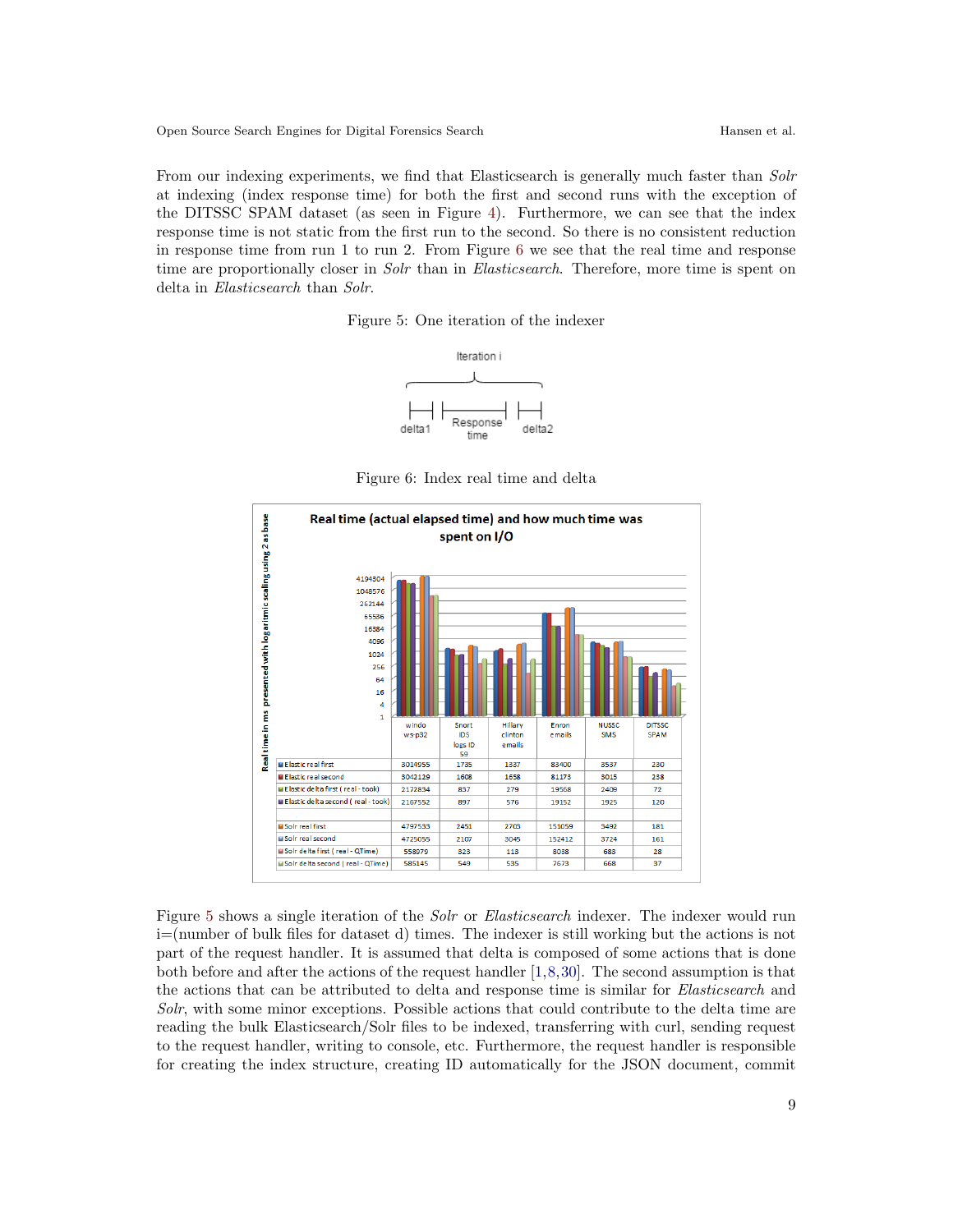From our indexing experiments, we find that Elasticsearch is generally much faster than *Solr* at indexing (index response time) for both the first and second runs with the exception of the DITSSC SPAM dataset (as seen in Figure 4). Furthermore, we can see that the index response time is not static from the first run to the second. So there is no consistent reduction in response time from run 1 to run 2. From Figure 6 we see that the real time and response time are proportionally closer in *Solr* than in *Elasticsearch*. Therefore, more time is spent on delta in *Elasticsearch* than *Solr*.

Figure 5: One iteration of the indexer

Figure 6: Index real time and delta

| | windo ws p32 | Snort IDS logs ID 59 | Hillary clinton emails | Enron emails | NUSSC SMS | DITSSC SPAM |
|---|---|---|---|---|---|---|
| Elastic real first | 3014955 | 1785 | 1337 | 83400 | 3537 | 230 |
| Elastic real second | 3042129 | 1608 | 1658 | 81173 | 3015 | 238 |
| Elastic delta first ( real - took) | 2172834 | 837 | 279 | 19568 | 2409 | 72 |
| Elastic delta second ( real - took) | 2167552 | 897 | 576 | 19152 | 1925 | 120 |
| Solr real first | 4797533 | 2451 | 2703 | 151059 | 3492 | 181 |
| Solr real second | 4725055 | 2107 | 3045 | 152412 | 3724 | 161 |
| Solr delta first ( real - QTime) | 558979 | 323 | 113 | 8038 | 683 | 28 |
| Solr delta second ( real - QTime) | 585145 | 549 | 535 | 7673 | 668 | 37 |

Figure 5 shows a single iteration of the *Solr* or *Elasticsearch* indexer. The indexer would run i=(number of bulk files for dataset d) times. The indexer is still working but the actions is not part of the request handler. It is assumed that delta is composed of some actions that is done both before and after the actions of the request handler [1,8,30]. The second assumption is that the actions that can be attributed to delta and response time is similar for *Elasticsearch* and *Solr*, with some minor exceptions. Possible actions that could contribute to the delta time are reading the bulk Elasticsearch/Solr files to be indexed, transferring with curl, sending request to the request handler, writing to console, etc. Furthermore, the request handler is responsible for creating the index structure, creating ID automatically for the JSON document, commit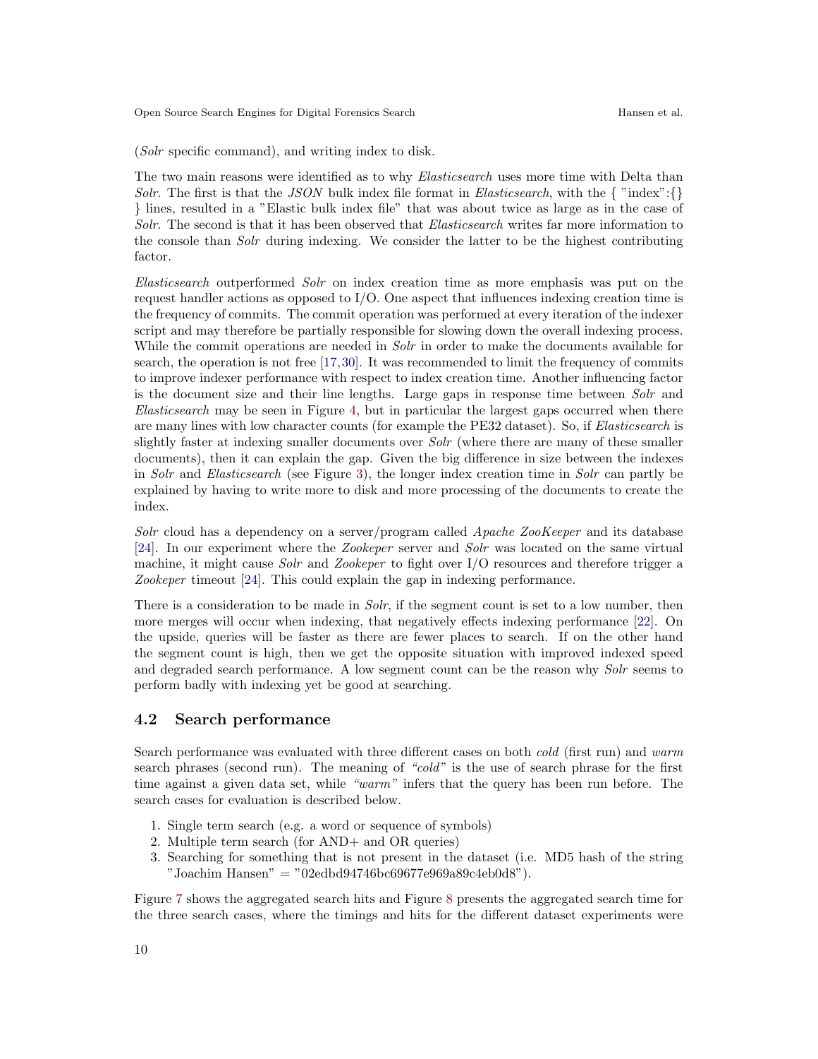(*Solr* specific command), and writing index to disk.

The two main reasons were identified as to why *Elasticsearch* uses more time with Delta than *Solr*. The first is that the *JSON* bulk index file format in *Elasticsearch*, with the { "index":{} } lines, resulted in a "Elastic bulk index file" that was about twice as large as in the case of *Solr*. The second is that it has been observed that *Elasticsearch* writes far more information to the console than *Solr* during indexing. We consider the latter to be the highest contributing factor.

*Elasticsearch* outperformed *Solr* on index creation time as more emphasis was put on the request handler actions as opposed to I/O. One aspect that influences indexing creation time is the frequency of commits. The commit operation was performed at every iteration of the indexer script and may therefore be partially responsible for slowing down the overall indexing process. While the commit operations are needed in *Solr* in order to make the documents available for search, the operation is not free [17,30]. It was recommended to limit the frequency of commits to improve indexer performance with respect to index creation time. Another influencing factor is the document size and their line lengths. Large gaps in response time between *Solr* and *Elasticsearch* may be seen in Figure 4, but in particular the largest gaps occurred when there are many lines with low character counts (for example the PE32 dataset). So, if *Elasticsearch* is slightly faster at indexing smaller documents over *Solr* (where there are many of these smaller documents), then it can explain the gap. Given the big difference in size between the indexes in *Solr* and *Elasticsearch* (see Figure 3), the longer index creation time in *Solr* can partly be explained by having to write more to disk and more processing of the documents to create the index.

*Solr* cloud has a dependency on a server/program called *Apache ZooKeeper* and its database [24]. In our experiment where the *Zookeper* server and *Solr* was located on the same virtual machine, it might cause *Solr* and *Zookeper* to fight over I/O resources and therefore trigger a *Zookeper* timeout [24]. This could explain the gap in indexing performance.

There is a consideration to be made in *Solr*, if the segment count is set to a low number, then more merges will occur when indexing, that negatively effects indexing performance [22]. On the upside, queries will be faster as there are fewer places to search. If on the other hand the segment count is high, then we get the opposite situation with improved indexed speed and degraded search performance. A low segment count can be the reason why *Solr* seems to perform badly with indexing yet be good at searching.

## 4.2 Search performance

Search performance was evaluated with three different cases on both *cold* (first run) and *warm* search phrases (second run). The meaning of *"cold"* is the use of search phrase for the first time against a given data set, while *"warm"* infers that the query has been run before. The search cases for evaluation is described below.

1. Single term search (e.g. a word or sequence of symbols)
2. Multiple term search (for AND+ and OR queries)
3. Searching for something that is not present in the dataset (i.e. MD5 hash of the string "Joachim Hansen" = "02edbd94746bc69677e969a89c4eb0d8").

Figure 7 shows the aggregated search hits and Figure 8 presents the aggregated search time for the three search cases, where the timings and hits for the different dataset experiments were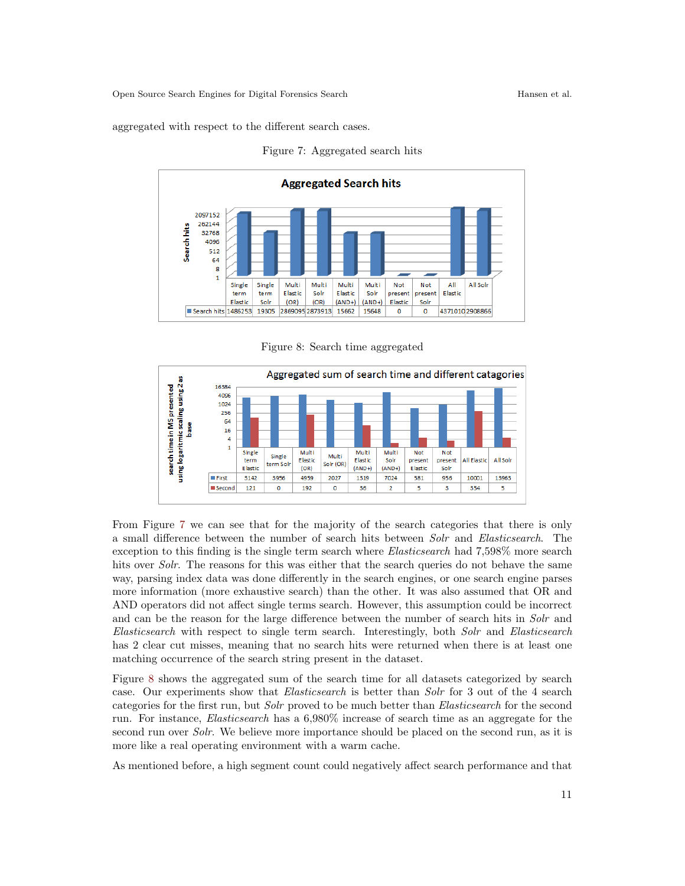aggregated with respect to the different search cases.

Figure 7: Aggregated search hits

| | Single term Elastic | Single term Solr | Multi Elastic (OR) | Multi Solr (OR) | Multi Elastic (AND+) | Multi Solr (AND+) | Not present Elastic | Not present Solr | All Elastic | All Solr |
|---|---|---|---|---|---|---|---|---|---|---|
| Search hits | 1486253 | 19305 | 2869095 | 2873913 | 15662 | 15648 | 0 | 0 | 4371010 | 2908866 |

Figure 8: Search time aggregated

| | Single term Elastic | Single term Solr | Multi Elastic (OR) | Multi Solr (OR) | Multi Elastic (AND+) | Multi Solr (AND+) | Not present Elastic | Not present Solr | All Elastic | All Solr |
|---|---|---|---|---|---|---|---|---|---|---|
| First | 3142 | 3956 | 4959 | 2027 | 1319 | 7024 | 581 | 956 | 10001 | 13963 |
| Second | 121 | 0 | 192 | 0 | 36 | 2 | 5 | 3 | 354 | 5 |

From Figure 7 we can see that for the majority of the search categories that there is only a small difference between the number of search hits between *Solr* and *Elasticsearch*. The exception to this finding is the single term search where *Elasticsearch* had 7,598% more search hits over *Solr*. The reasons for this was either that the search queries do not behave the same way, parsing index data was done differently in the search engines, or one search engine parses more information (more exhaustive search) than the other. It was also assumed that OR and AND operators did not affect single terms search. However, this assumption could be incorrect and can be the reason for the large difference between the number of search hits in *Solr* and *Elasticsearch* with respect to single term search. Interestingly, both *Solr* and *Elasticsearch* has 2 clear cut misses, meaning that no search hits were returned when there is at least one matching occurrence of the search string present in the dataset.

Figure 8 shows the aggregated sum of the search time for all datasets categorized by search case. Our experiments show that *Elasticsearch* is better than *Solr* for 3 out of the 4 search categories for the first run, but *Solr* proved to be much better than *Elasticsearch* for the second run. For instance, *Elasticsearch* has a 6,980% increase of search time as an aggregate for the second run over *Solr*. We believe more importance should be placed on the second run, as it is more like a real operating environment with a warm cache.

As mentioned before, a high segment count could negatively affect search performance and that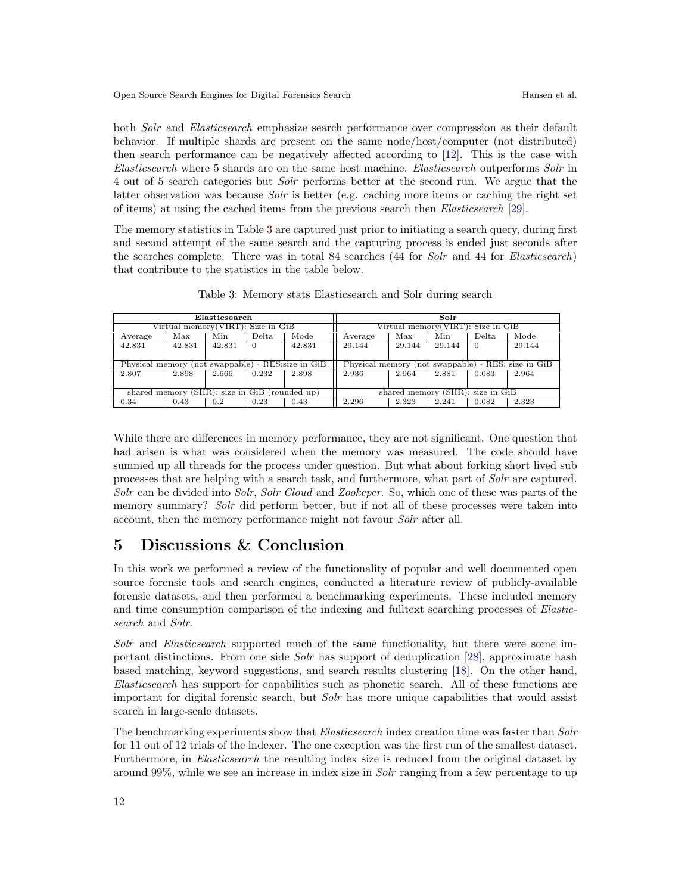both *Solr* and *Elasticsearch* emphasize search performance over compression as their default behavior. If multiple shards are present on the same node/host/computer (not distributed) then search performance can be negatively affected according to [12]. This is the case with *Elasticsearch* where 5 shards are on the same host machine. *Elasticsearch* outperforms *Solr* in 4 out of 5 search categories but *Solr* performs better at the second run. We argue that the latter observation was because *Solr* is better (e.g. caching more items or caching the right set of items) at using the cached items from the previous search then *Elasticsearch* [29].

The memory statistics in Table 3 are captured just prior to initiating a search query, during first and second attempt of the same search and the capturing process is ended just seconds after the searches complete. There was in total 84 searches (44 for *Solr* and 44 for *Elasticsearch*) that contribute to the statistics in the table below.

Table 3: Memory stats Elasticsearch and Solr during search

| **Elasticsearch** | | | | | **Solr** | | | | |
|---|---|---|---|---|---|---|---|---|---|
| Virtual memory(VIRT): Size in GiB | | | | | Virtual memory(VIRT): Size in GiB | | | | |
| Average | Max | Min | Delta | Mode | Average | Max | Min | Delta | Mode |
| 42.831 | 42.831 | 42.831 | 0 | 42.831 | 29.144 | 29.144 | 29.144 | 0 | 29.144 |
| Physical memory (not swappable) - RES:size in GiB | | | | | Physical memory (not swappable) - RES: size in GiB | | | | |
| 2.807 | 2,898 | 2.666 | 0.232 | 2.898 | 2.936 | 2.964 | 2.881 | 0.083 | 2.964 |
| shared memory (SHR): size in GiB (rounded up) | | | | | shared memory (SHR): size in GiB | | | | |
| 0.34 | 0.43 | 0.2 | 0.23 | 0.43 | 2.296 | 2.323 | 2.241 | 0.082 | 2.323 |

While there are differences in memory performance, they are not significant. One question that had arisen is what was considered when the memory was measured. The code should have summed up all threads for the process under question. But what about forking short lived sub processes that are helping with a search task, and furthermore, what part of *Solr* are captured. *Solr* can be divided into *Solr*, *Solr Cloud* and *Zookeper*. So, which one of these was parts of the memory summary? *Solr* did perform better, but if not all of these processes were taken into account, then the memory performance might not favour *Solr* after all.

## 5 Discussions & Conclusion

In this work we performed a review of the functionality of popular and well documented open source forensic tools and search engines, conducted a literature review of publicly-available forensic datasets, and then performed a benchmarking experiments. These included memory and time consumption comparison of the indexing and fulltext searching processes of *Elasticsearch* and *Solr*.

*Solr* and *Elasticsearch* supported much of the same functionality, but there were some important distinctions. From one side *Solr* has support of deduplication [28], approximate hash based matching, keyword suggestions, and search results clustering [18]. On the other hand, *Elasticsearch* has support for capabilities such as phonetic search. All of these functions are important for digital forensic search, but *Solr* has more unique capabilities that would assist search in large-scale datasets.

The benchmarking experiments show that *Elasticsearch* index creation time was faster than *Solr* for 11 out of 12 trials of the indexer. The one exception was the first run of the smallest dataset. Furthermore, in *Elasticsearch* the resulting index size is reduced from the original dataset by around 99%, while we see an increase in index size in *Solr* ranging from a few percentage to up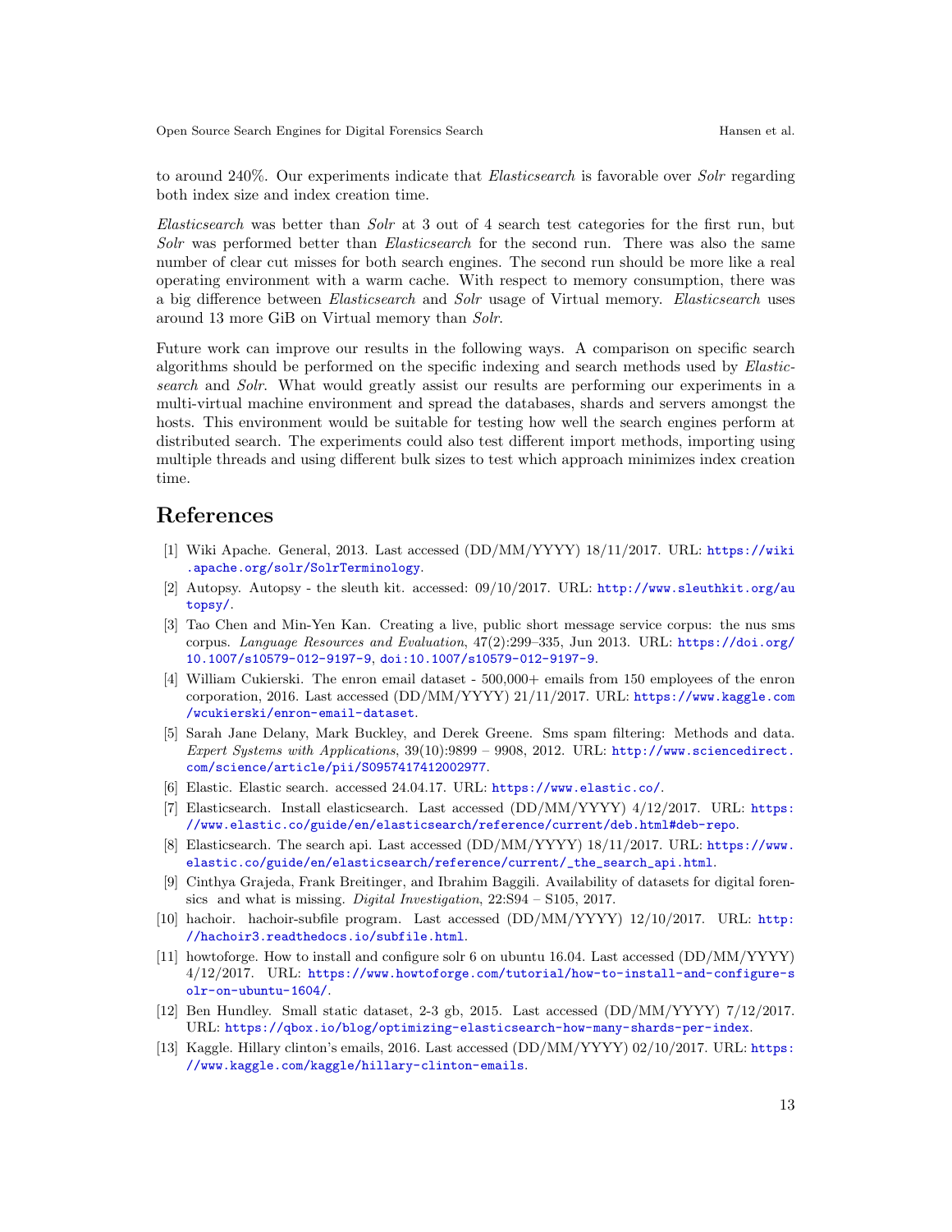to around 240%. Our experiments indicate that *Elasticsearch* is favorable over *Solr* regarding both index size and index creation time.

*Elasticsearch* was better than *Solr* at 3 out of 4 search test categories for the first run, but *Solr* was performed better than *Elasticsearch* for the second run. There was also the same number of clear cut misses for both search engines. The second run should be more like a real operating environment with a warm cache. With respect to memory consumption, there was a big difference between *Elasticsearch* and *Solr* usage of Virtual memory. *Elasticsearch* uses around 13 more GiB on Virtual memory than *Solr*.

Future work can improve our results in the following ways. A comparison on specific search algorithms should be performed on the specific indexing and search methods used by *Elasticsearch* and *Solr*. What would greatly assist our results are performing our experiments in a multi-virtual machine environment and spread the databases, shards and servers amongst the hosts. This environment would be suitable for testing how well the search engines perform at distributed search. The experiments could also test different import methods, importing using multiple threads and using different bulk sizes to test which approach minimizes index creation time.

# References

[1] Wiki Apache. General, 2013. Last accessed (DD/MM/YYYY) 18/11/2017. URL: https://wiki.apache.org/solr/SolrTerminology.

[2] Autopsy. Autopsy - the sleuth kit. accessed: 09/10/2017. URL: http://www.sleuthkit.org/autopsy/.

[3] Tao Chen and Min-Yen Kan. Creating a live, public short message service corpus: the nus sms corpus. *Language Resources and Evaluation*, 47(2):299–335, Jun 2013. URL: https://doi.org/10.1007/s10579-012-9197-9, doi:10.1007/s10579-012-9197-9.

[4] William Cukierski. The enron email dataset - 500,000+ emails from 150 employees of the enron corporation, 2016. Last accessed (DD/MM/YYYY) 21/11/2017. URL: https://www.kaggle.com/wcukierski/enron-email-dataset.

[5] Sarah Jane Delany, Mark Buckley, and Derek Greene. Sms spam filtering: Methods and data. *Expert Systems with Applications*, 39(10):9899 – 9908, 2012. URL: http://www.sciencedirect.com/science/article/pii/S0957417412002977.

[6] Elastic. Elastic search. accessed 24.04.17. URL: https://www.elastic.co/.

[7] Elasticsearch. Install elasticsearch. Last accessed (DD/MM/YYYY) 4/12/2017. URL: https://www.elastic.co/guide/en/elasticsearch/reference/current/deb.html#deb-repo.

[8] Elasticsearch. The search api. Last accessed (DD/MM/YYYY) 18/11/2017. URL: https://www.elastic.co/guide/en/elasticsearch/reference/current/_the_search_api.html.

[9] Cinthya Grajeda, Frank Breitinger, and Ibrahim Baggili. Availability of datasets for digital forensics and what is missing. *Digital Investigation*, 22:S94 – S105, 2017.

[10] hachoir. hachoir-subfile program. Last accessed (DD/MM/YYYY) 12/10/2017. URL: http://hachoir3.readthedocs.io/subfile.html.

[11] howtoforge. How to install and configure solr 6 on ubuntu 16.04. Last accessed (DD/MM/YYYY) 4/12/2017. URL: https://www.howtoforge.com/tutorial/how-to-install-and-configure-solr-on-ubuntu-1604/.

[12] Ben Hundley. Small static dataset, 2-3 gb, 2015. Last accessed (DD/MM/YYYY) 7/12/2017. URL: https://qbox.io/blog/optimizing-elasticsearch-how-many-shards-per-index.

[13] Kaggle. Hillary clinton's emails, 2016. Last accessed (DD/MM/YYYY) 02/10/2017. URL: https://www.kaggle.com/kaggle/hillary-clinton-emails.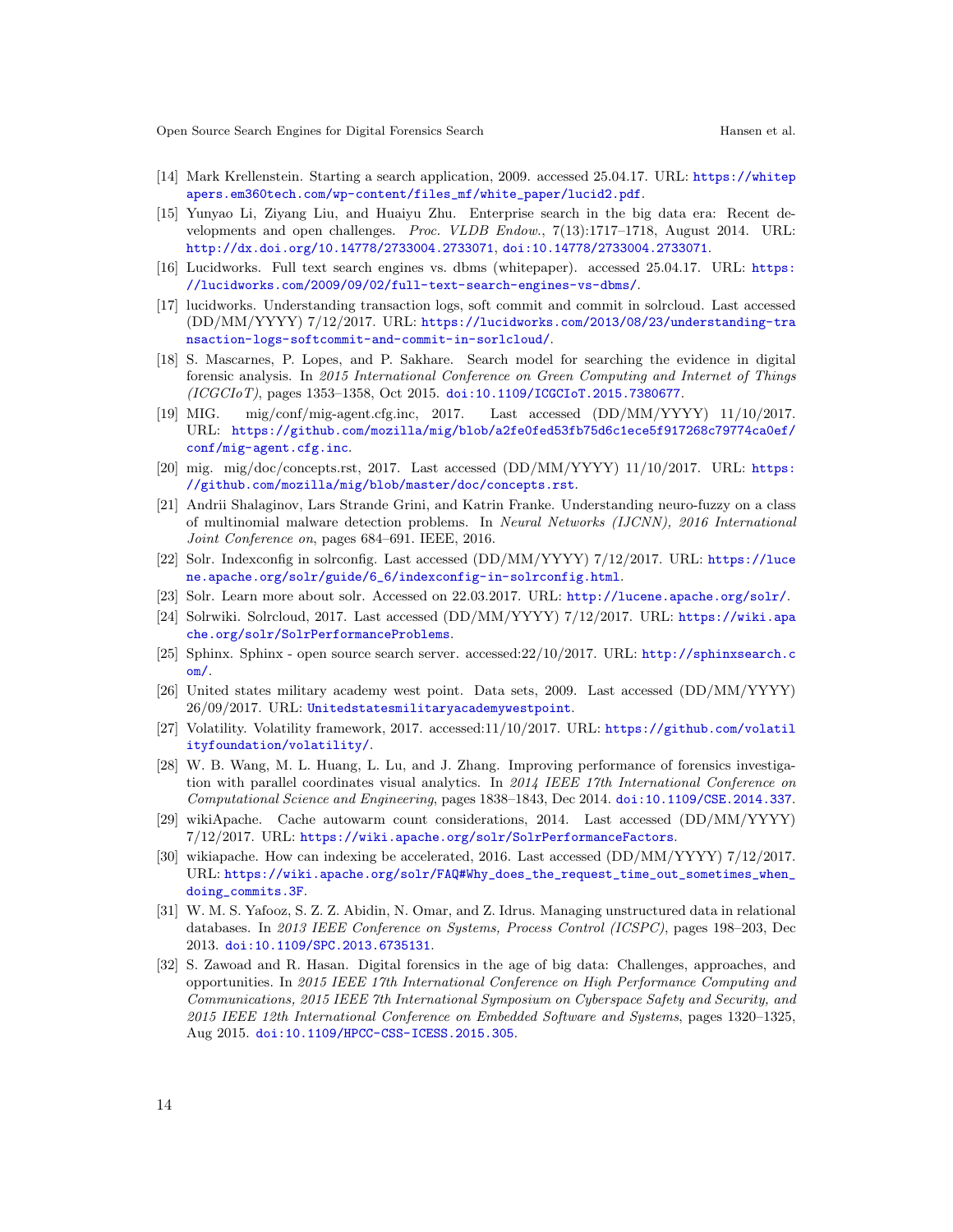[14] Mark Krellenstein. Starting a search application, 2009. accessed 25.04.17. URL: https://whitepapers.em360tech.com/wp-content/files_mf/white_paper/lucid2.pdf.

[15] Yunyao Li, Ziyang Liu, and Huaiyu Zhu. Enterprise search in the big data era: Recent developments and open challenges. *Proc. VLDB Endow.*, 7(13):1717–1718, August 2014. URL: http://dx.doi.org/10.14778/2733004.2733071, doi:10.14778/2733004.2733071.

[16] Lucidworks. Full text search engines vs. dbms (whitepaper). accessed 25.04.17. URL: https://lucidworks.com/2009/09/02/full-text-search-engines-vs-dbms/.

[17] lucidworks. Understanding transaction logs, soft commit and commit in solrcloud. Last accessed (DD/MM/YYYY) 7/12/2017. URL: https://lucidworks.com/2013/08/23/understanding-transaction-logs-softcommit-and-commit-in-sorlcloud/.

[18] S. Mascarnes, P. Lopes, and P. Sakhare. Search model for searching the evidence in digital forensic analysis. In *2015 International Conference on Green Computing and Internet of Things (ICGCIoT)*, pages 1353–1358, Oct 2015. doi:10.1109/ICGCIoT.2015.7380677.

[19] MIG. mig/conf/mig-agent.cfg.inc, 2017. Last accessed (DD/MM/YYYY) 11/10/2017. URL: https://github.com/mozilla/mig/blob/a2fe0fed53fb75d6c1ece5f917268c79774ca0ef/conf/mig-agent.cfg.inc.

[20] mig. mig/doc/concepts.rst, 2017. Last accessed (DD/MM/YYYY) 11/10/2017. URL: https://github.com/mozilla/mig/blob/master/doc/concepts.rst.

[21] Andrii Shalaginov, Lars Strande Grini, and Katrin Franke. Understanding neuro-fuzzy on a class of multinomial malware detection problems. In *Neural Networks (IJCNN), 2016 International Joint Conference on*, pages 684–691. IEEE, 2016.

[22] Solr. Indexconfig in solrconfig. Last accessed (DD/MM/YYYY) 7/12/2017. URL: https://lucene.apache.org/solr/guide/6_6/indexconfig-in-solrconfig.html.

[23] Solr. Learn more about solr. Accessed on 22.03.2017. URL: http://lucene.apache.org/solr/.

[24] Solrwiki. Solrcloud, 2017. Last accessed (DD/MM/YYYY) 7/12/2017. URL: https://wiki.apache.org/solr/SolrPerformanceProblems.

[25] Sphinx. Sphinx - open source search server. accessed:22/10/2017. URL: http://sphinxsearch.com/.

[26] United states military academy west point. Data sets, 2009. Last accessed (DD/MM/YYYY) 26/09/2017. URL: Unitedstatesmilitaryacademywestpoint.

[27] Volatility. Volatility framework, 2017. accessed:11/10/2017. URL: https://github.com/volatilityfoundation/volatility/.

[28] W. B. Wang, M. L. Huang, L. Lu, and J. Zhang. Improving performance of forensics investigation with parallel coordinates visual analytics. In *2014 IEEE 17th International Conference on Computational Science and Engineering*, pages 1838–1843, Dec 2014. doi:10.1109/CSE.2014.337.

[29] wikiApache. Cache autowarm count considerations, 2014. Last accessed (DD/MM/YYYY) 7/12/2017. URL: https://wiki.apache.org/solr/SolrPerformanceFactors.

[30] wikiapache. How can indexing be accelerated, 2016. Last accessed (DD/MM/YYYY) 7/12/2017. URL: https://wiki.apache.org/solr/FAQ#Why_does_the_request_time_out_sometimes_when_doing_commits.3F.

[31] W. M. S. Yafooz, S. Z. Z. Abidin, N. Omar, and Z. Idrus. Managing unstructured data in relational databases. In *2013 IEEE Conference on Systems, Process Control (ICSPC)*, pages 198–203, Dec 2013. doi:10.1109/SPC.2013.6735131.

[32] S. Zawoad and R. Hasan. Digital forensics in the age of big data: Challenges, approaches, and opportunities. In *2015 IEEE 17th International Conference on High Performance Computing and Communications, 2015 IEEE 7th International Symposium on Cyberspace Safety and Security, and 2015 IEEE 12th International Conference on Embedded Software and Systems*, pages 1320–1325, Aug 2015. doi:10.1109/HPCC-CSS-ICESS.2015.305.